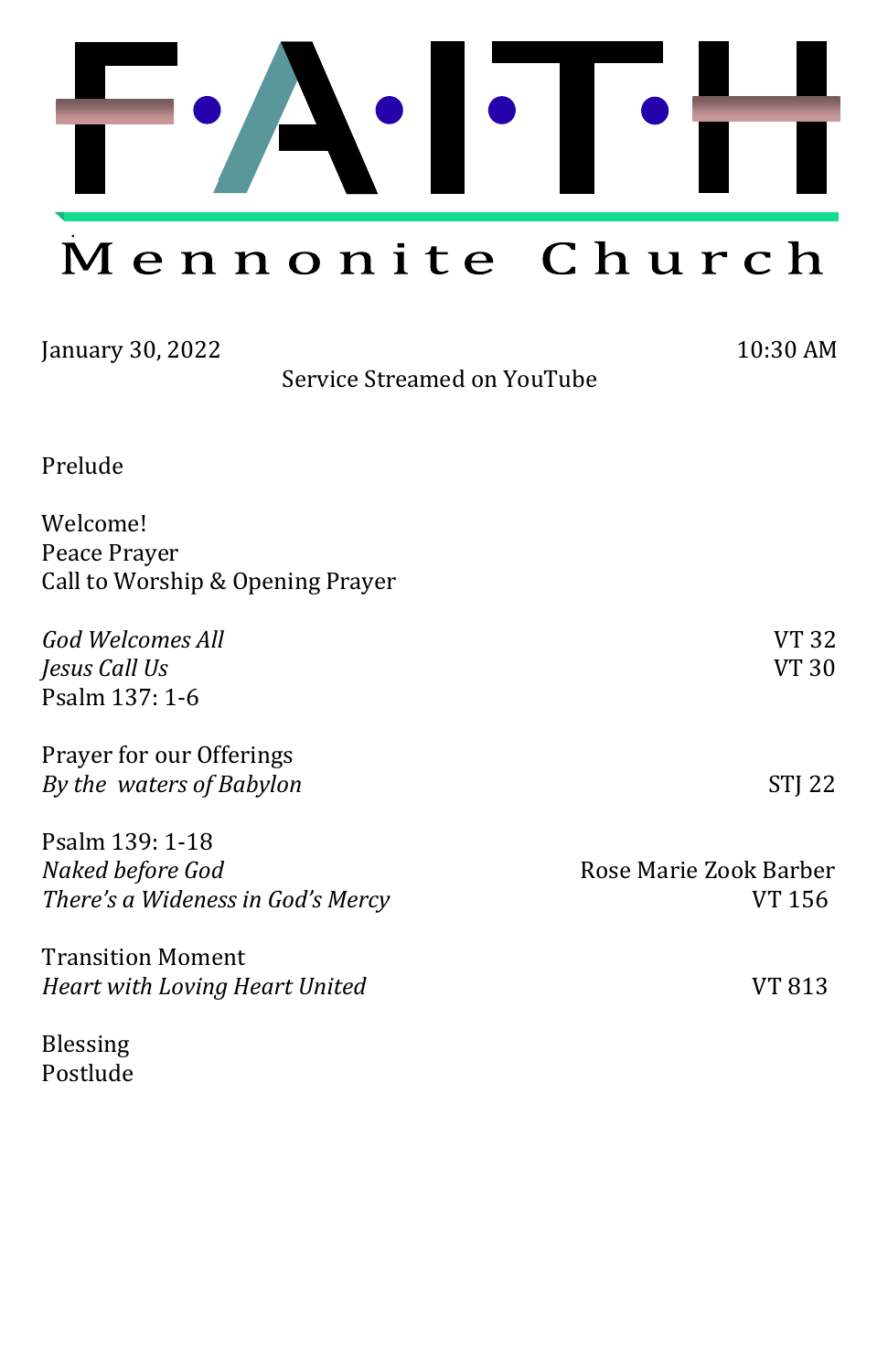# F·A·I·T·H

## Mennonite Church

January 30, 2022 10:30 AM

Service Streamed on YouTube

Prelude

Welcome!
Peace Prayer
Call to Worship & Opening Prayer

| | |
|---|---|
| *God Welcomes All* | VT 32 |
| *Jesus Call Us* | VT 30 |
| Psalm 137: 1-6 | |
| | |
| Prayer for our Offerings | |
| *By the  waters of Babylon* | STJ 22 |
| | |
| Psalm 139: 1-18 | |
| *Naked before God* | Rose Marie Zook Barber |
| *There's a Wideness in God's Mercy* | VT 156 |
| | |
| Transition Moment | |
| *Heart with Loving Heart United* | VT 813 |

Blessing
Postlude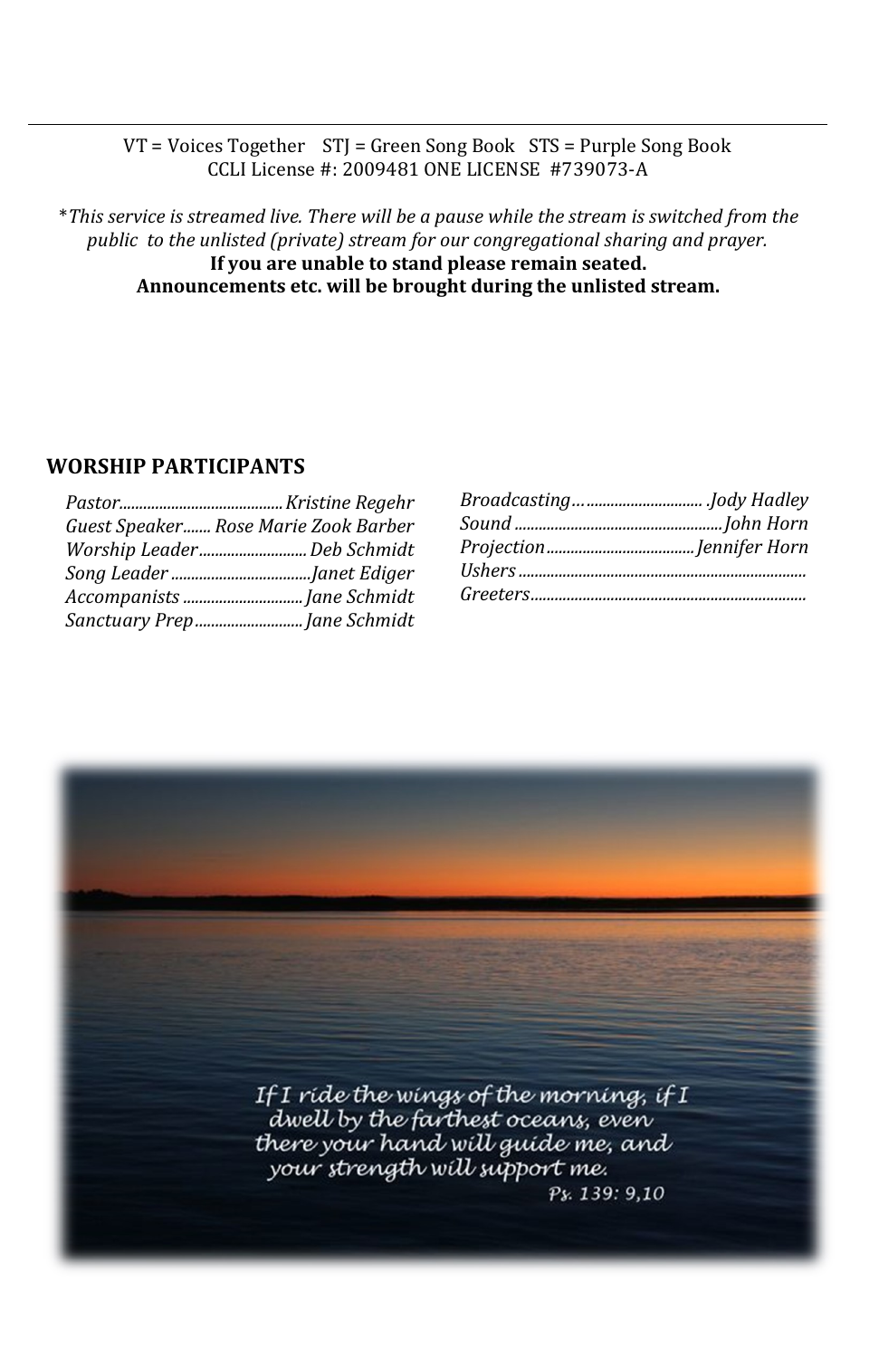VT = Voices Together    STJ = Green Song Book   STS = Purple Song Book
CCLI License #: 2009481 ONE LICENSE  #739073-A

**\****This service is streamed live. There will be a pause while the stream is switched from the public to the unlisted (private) stream for our congregational sharing and prayer.*
**If you are unable to stand please remain seated.**
**Announcements etc. will be brought during the unlisted stream.**

## WORSHIP PARTICIPANTS

*Pastor*........................................*Kristine Regehr*
*Guest Speaker*....... *Rose Marie Zook Barber*
*Worship Leader*.......................... *Deb Schmidt*
*Song Leader*..................................*Janet Ediger*
*Accompanists*.............................*Jane Schmidt*
*Sanctuary Prep*..........................*Jane Schmidt*

*Broadcasting*….............................. .*Jody Hadley*
*Sound*..................................................*John Horn*
*Projection*...................................*Jennifer Horn*
*Ushers*.......................................................................
*Greeters*...................................................................

*If I ride the wings of the morning, if I dwell by the farthest oceans, even there your hand will guide me, and your strength will support me.*
*Ps. 139: 9,10*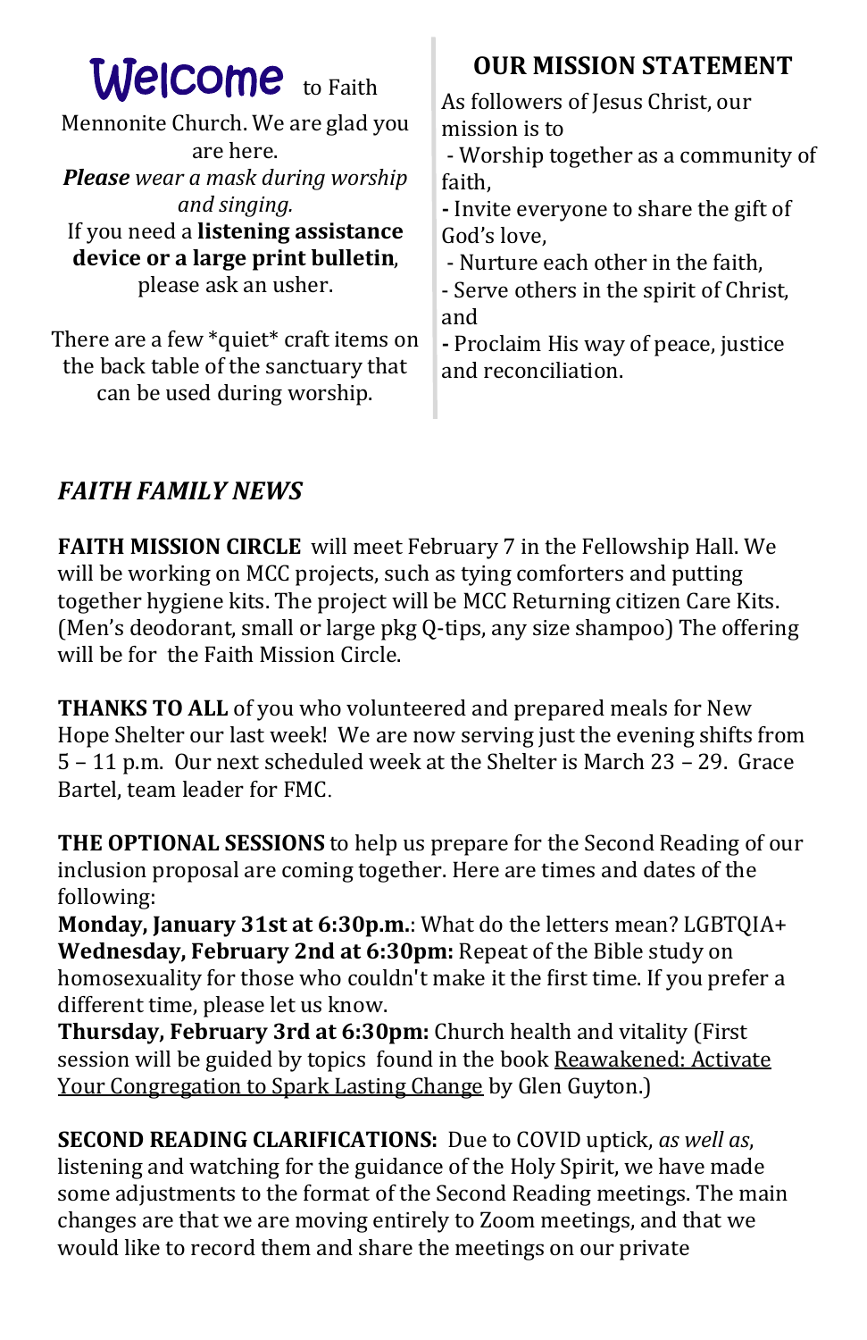# Welcome to Faith

Mennonite Church. We are glad you are here.

***Please** wear a mask during worship and singing.*

If you need a **listening assistance device or a large print bulletin**, please ask an usher.

There are a few *quiet* craft items on the back table of the sanctuary that can be used during worship.

## OUR MISSION STATEMENT

As followers of Jesus Christ, our mission is to

- Worship together as a community of faith,
- Invite everyone to share the gift of God's love,
- Nurture each other in the faith,
- Serve others in the spirit of Christ, and
- Proclaim His way of peace, justice and reconciliation.

## *FAITH FAMILY NEWS*

**FAITH MISSION CIRCLE** will meet February 7 in the Fellowship Hall. We will be working on MCC projects, such as tying comforters and putting together hygiene kits. The project will be MCC Returning citizen Care Kits. (Men's deodorant, small or large pkg Q-tips, any size shampoo) The offering will be for the Faith Mission Circle.

**THANKS TO ALL** of you who volunteered and prepared meals for New Hope Shelter our last week! We are now serving just the evening shifts from 5 – 11 p.m. Our next scheduled week at the Shelter is March 23 – 29. Grace Bartel, team leader for FMC.

**THE OPTIONAL SESSIONS** to help us prepare for the Second Reading of our inclusion proposal are coming together. Here are times and dates of the following:

**Monday, January 31st at 6:30p.m.**: What do the letters mean? LGBTQIA+

**Wednesday, February 2nd at 6:30pm:** Repeat of the Bible study on homosexuality for those who couldn't make it the first time. If you prefer a different time, please let us know.

**Thursday, February 3rd at 6:30pm:** Church health and vitality (First session will be guided by topics found in the book <u>Reawakened: Activate Your Congregation to Spark Lasting Change</u> by Glen Guyton.)

**SECOND READING CLARIFICATIONS:** Due to COVID uptick, *as well as*, listening and watching for the guidance of the Holy Spirit, we have made some adjustments to the format of the Second Reading meetings. The main changes are that we are moving entirely to Zoom meetings, and that we would like to record them and share the meetings on our private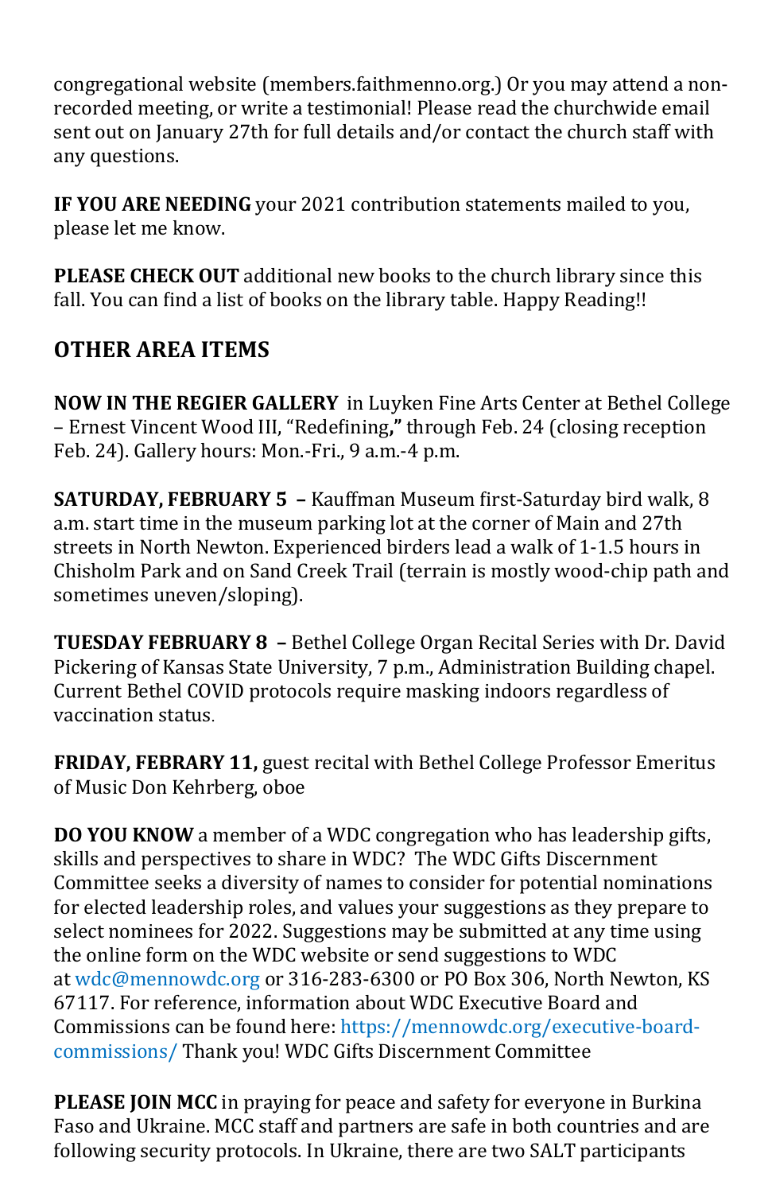congregational website (members.faithmenno.org.) Or you may attend a non-recorded meeting, or write a testimonial! Please read the churchwide email sent out on January 27th for full details and/or contact the church staff with any questions.

**IF YOU ARE NEEDING** your 2021 contribution statements mailed to you, please let me know.

**PLEASE CHECK OUT** additional new books to the church library since this fall. You can find a list of books on the library table. Happy Reading!!

## OTHER AREA ITEMS

**NOW IN THE REGIER GALLERY** in Luyken Fine Arts Center at Bethel College – Ernest Vincent Wood III, "Redefining**,"** through Feb. 24 (closing reception Feb. 24). Gallery hours: Mon.-Fri., 9 a.m.-4 p.m.

**SATURDAY, FEBRUARY 5 –** Kauffman Museum first-Saturday bird walk, 8 a.m. start time in the museum parking lot at the corner of Main and 27th streets in North Newton. Experienced birders lead a walk of 1-1.5 hours in Chisholm Park and on Sand Creek Trail (terrain is mostly wood-chip path and sometimes uneven/sloping).

**TUESDAY FEBRUARY 8 –** Bethel College Organ Recital Series with Dr. David Pickering of Kansas State University, 7 p.m., Administration Building chapel. Current Bethel COVID protocols require masking indoors regardless of vaccination status.

**FRIDAY, FEBRARY 11,** guest recital with Bethel College Professor Emeritus of Music Don Kehrberg, oboe

**DO YOU KNOW** a member of a WDC congregation who has leadership gifts, skills and perspectives to share in WDC? The WDC Gifts Discernment Committee seeks a diversity of names to consider for potential nominations for elected leadership roles, and values your suggestions as they prepare to select nominees for 2022. Suggestions may be submitted at any time using the online form on the WDC website or send suggestions to WDC at wdc@mennowdc.org or 316-283-6300 or PO Box 306, North Newton, KS 67117. For reference, information about WDC Executive Board and Commissions can be found here: https://mennowdc.org/executive-board-commissions/ Thank you! WDC Gifts Discernment Committee

**PLEASE JOIN MCC** in praying for peace and safety for everyone in Burkina Faso and Ukraine. MCC staff and partners are safe in both countries and are following security protocols. In Ukraine, there are two SALT participants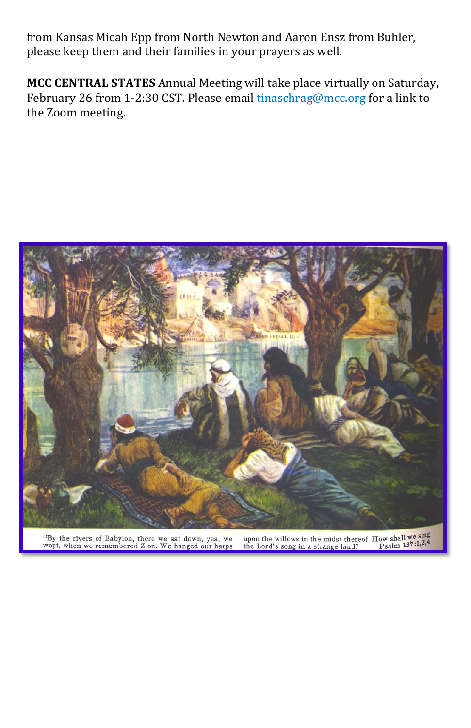from Kansas Micah Epp from North Newton and Aaron Ensz from Buhler, please keep them and their families in your prayers as well.

**MCC CENTRAL STATES** Annual Meeting will take place virtually on Saturday, February 26 from 1-2:30 CST. Please email tinaschrag@mcc.org for a link to the Zoom meeting.

"By the rivers of Babylon, there we sat down, yea, we wept, when we remembered Zion. We hanged our harps upon the willows in the midst thereof. How shall we sing the Lord's song in a strange land? Psalm 137:1,2,4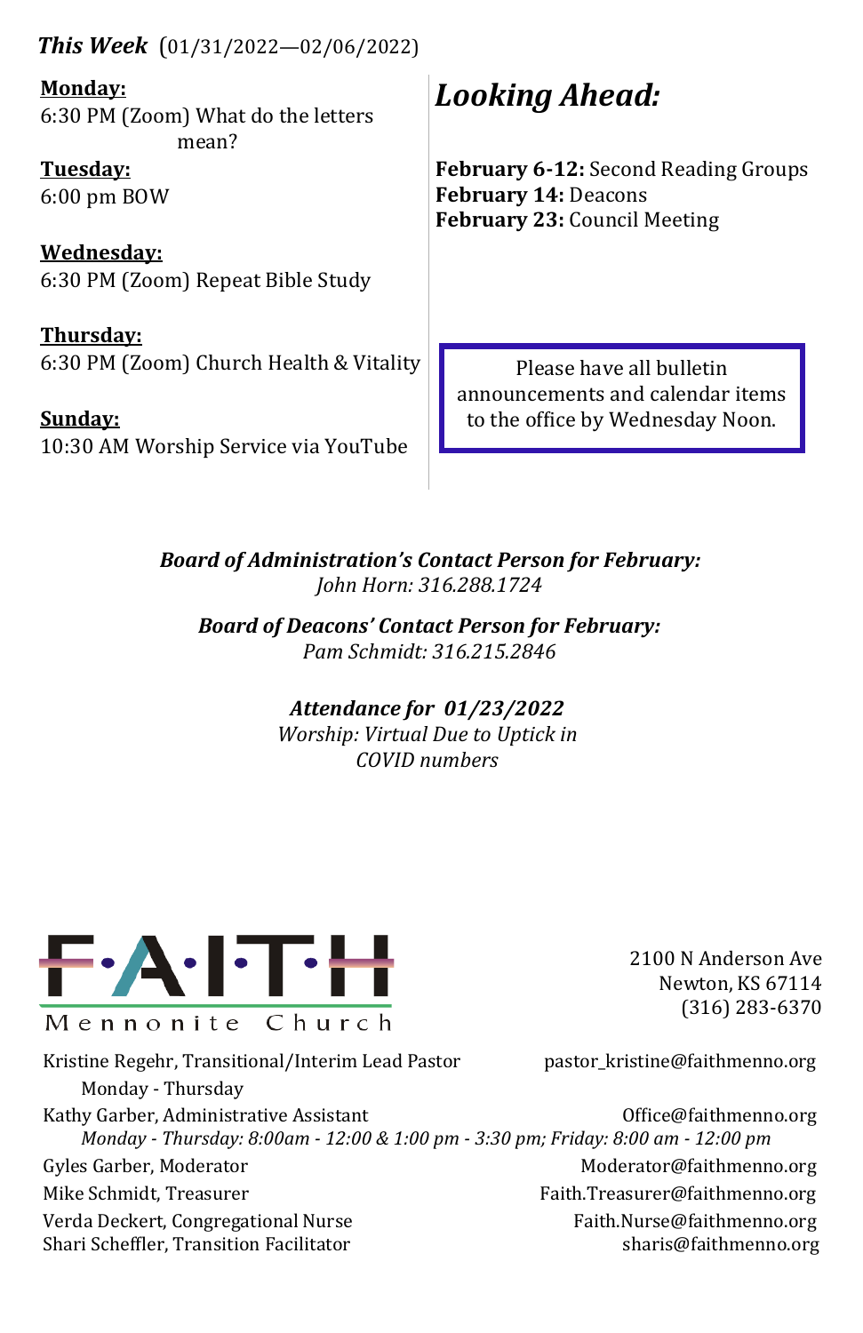***This Week*** (01/31/2022—02/06/2022)

**Monday:**
6:30 PM (Zoom) What do the letters mean?

**Tuesday:**
6:00 pm BOW

**Wednesday:**
6:30 PM (Zoom) Repeat Bible Study

**Thursday:**
6:30 PM (Zoom) Church Health & Vitality

**Sunday:**
10:30 AM Worship Service via YouTube

## *Looking Ahead:*

**February 6-12:** Second Reading Groups
**February 14:** Deacons
**February 23:** Council Meeting

Please have all bulletin announcements and calendar items to the office by Wednesday Noon.

***Board of Administration's Contact Person for February:***
*John Horn: 316.288.1724*

***Board of Deacons' Contact Person for February:***
*Pam Schmidt: 316.215.2846*

***Attendance for 01/23/2022***
*Worship: Virtual Due to Uptick in COVID numbers*

FAITH Mennonite Church

2100 N Anderson Ave
Newton, KS 67114
(316) 283-6370

Kristine Regehr, Transitional/Interim Lead Pastor — pastor_kristine@faithmenno.org
Monday - Thursday

Kathy Garber, Administrative Assistant — Office@faithmenno.org
*Monday - Thursday: 8:00am - 12:00 & 1:00 pm - 3:30 pm; Friday: 8:00 am - 12:00 pm*

Gyles Garber, Moderator — Moderator@faithmenno.org

Mike Schmidt, Treasurer — Faith.Treasurer@faithmenno.org

Verda Deckert, Congregational Nurse — Faith.Nurse@faithmenno.org

Shari Scheffler, Transition Facilitator — sharis@faithmenno.org